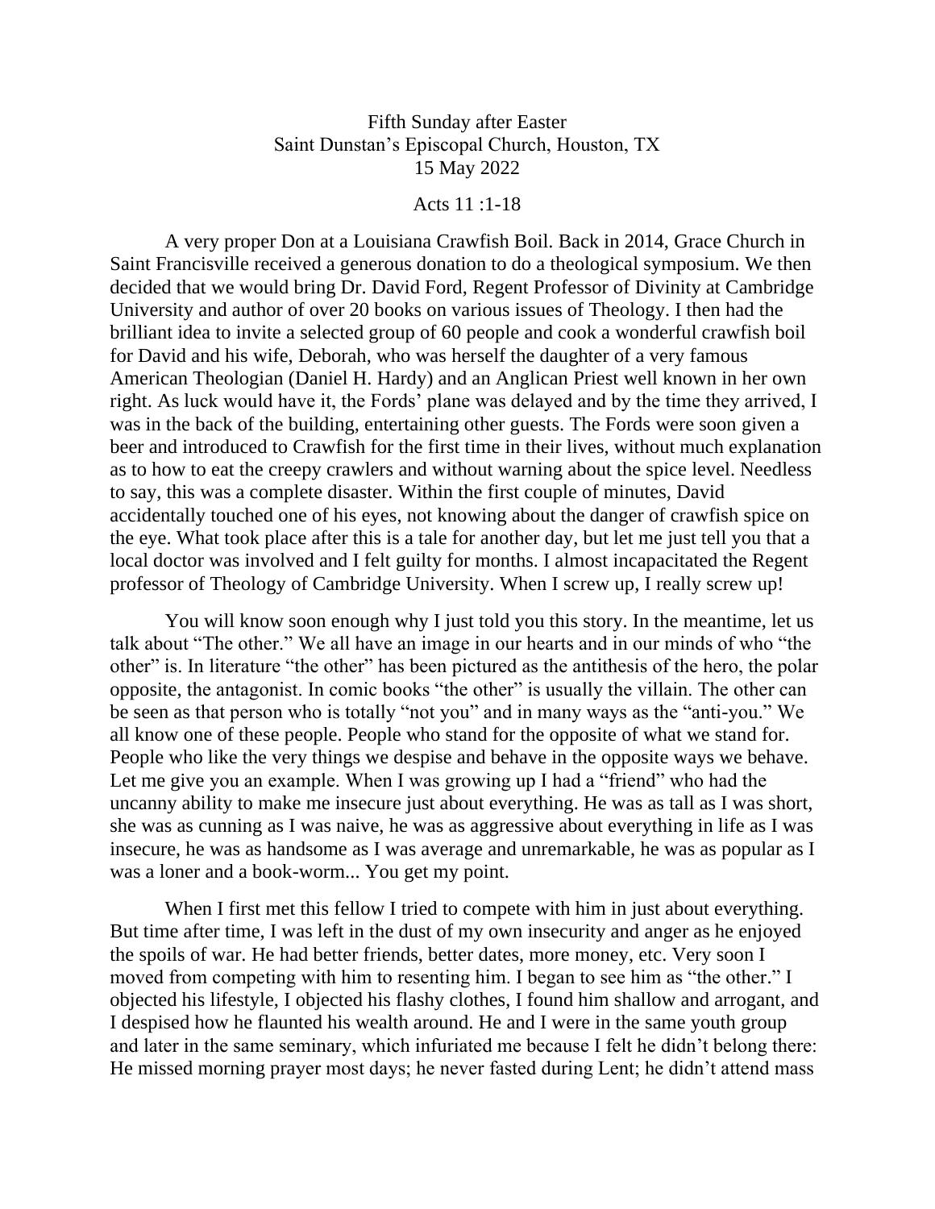Fifth Sunday after Easter
Saint Dunstan's Episcopal Church, Houston, TX
15 May 2022

Acts 11 :1-18

A very proper Don at a Louisiana Crawfish Boil. Back in 2014, Grace Church in Saint Francisville received a generous donation to do a theological symposium. We then decided that we would bring Dr. David Ford, Regent Professor of Divinity at Cambridge University and author of over 20 books on various issues of Theology. I then had the brilliant idea to invite a selected group of 60 people and cook a wonderful crawfish boil for David and his wife, Deborah, who was herself the daughter of a very famous American Theologian (Daniel H. Hardy) and an Anglican Priest well known in her own right. As luck would have it, the Fords' plane was delayed and by the time they arrived, I was in the back of the building, entertaining other guests. The Fords were soon given a beer and introduced to Crawfish for the first time in their lives, without much explanation as to how to eat the creepy crawlers and without warning about the spice level. Needless to say, this was a complete disaster. Within the first couple of minutes, David accidentally touched one of his eyes, not knowing about the danger of crawfish spice on the eye. What took place after this is a tale for another day, but let me just tell you that a local doctor was involved and I felt guilty for months. I almost incapacitated the Regent professor of Theology of Cambridge University. When I screw up, I really screw up!

You will know soon enough why I just told you this story. In the meantime, let us talk about "The other." We all have an image in our hearts and in our minds of who "the other" is. In literature "the other" has been pictured as the antithesis of the hero, the polar opposite, the antagonist. In comic books "the other" is usually the villain. The other can be seen as that person who is totally "not you" and in many ways as the "anti-you." We all know one of these people. People who stand for the opposite of what we stand for. People who like the very things we despise and behave in the opposite ways we behave. Let me give you an example. When I was growing up I had a "friend" who had the uncanny ability to make me insecure just about everything. He was as tall as I was short, she was as cunning as I was naive, he was as aggressive about everything in life as I was insecure, he was as handsome as I was average and unremarkable, he was as popular as I was a loner and a book-worm... You get my point.

When I first met this fellow I tried to compete with him in just about everything. But time after time, I was left in the dust of my own insecurity and anger as he enjoyed the spoils of war. He had better friends, better dates, more money, etc. Very soon I moved from competing with him to resenting him. I began to see him as "the other." I objected his lifestyle, I objected his flashy clothes, I found him shallow and arrogant, and I despised how he flaunted his wealth around. He and I were in the same youth group and later in the same seminary, which infuriated me because I felt he didn't belong there: He missed morning prayer most days; he never fasted during Lent; he didn't attend mass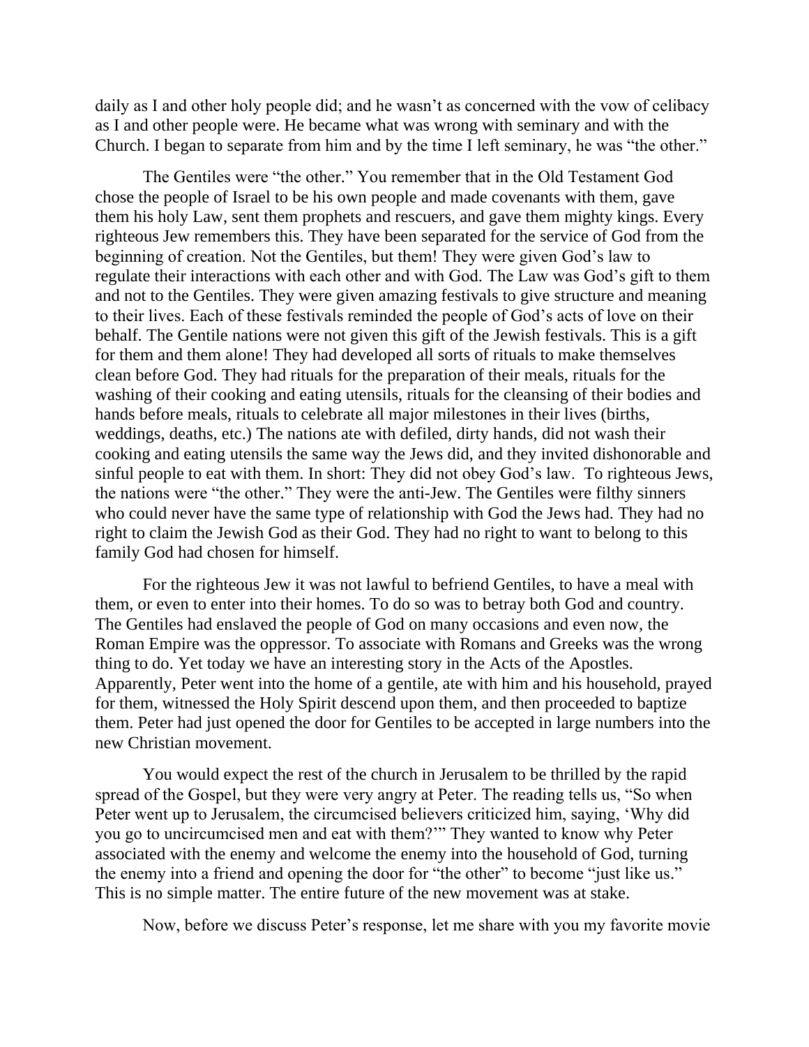daily as I and other holy people did; and he wasn't as concerned with the vow of celibacy as I and other people were. He became what was wrong with seminary and with the Church. I began to separate from him and by the time I left seminary, he was "the other."

The Gentiles were "the other." You remember that in the Old Testament God chose the people of Israel to be his own people and made covenants with them, gave them his holy Law, sent them prophets and rescuers, and gave them mighty kings. Every righteous Jew remembers this. They have been separated for the service of God from the beginning of creation. Not the Gentiles, but them! They were given God's law to regulate their interactions with each other and with God. The Law was God's gift to them and not to the Gentiles. They were given amazing festivals to give structure and meaning to their lives. Each of these festivals reminded the people of God's acts of love on their behalf. The Gentile nations were not given this gift of the Jewish festivals. This is a gift for them and them alone! They had developed all sorts of rituals to make themselves clean before God. They had rituals for the preparation of their meals, rituals for the washing of their cooking and eating utensils, rituals for the cleansing of their bodies and hands before meals, rituals to celebrate all major milestones in their lives (births, weddings, deaths, etc.) The nations ate with defiled, dirty hands, did not wash their cooking and eating utensils the same way the Jews did, and they invited dishonorable and sinful people to eat with them. In short: They did not obey God's law. To righteous Jews, the nations were "the other." They were the anti-Jew. The Gentiles were filthy sinners who could never have the same type of relationship with God the Jews had. They had no right to claim the Jewish God as their God. They had no right to want to belong to this family God had chosen for himself.

For the righteous Jew it was not lawful to befriend Gentiles, to have a meal with them, or even to enter into their homes. To do so was to betray both God and country. The Gentiles had enslaved the people of God on many occasions and even now, the Roman Empire was the oppressor. To associate with Romans and Greeks was the wrong thing to do. Yet today we have an interesting story in the Acts of the Apostles. Apparently, Peter went into the home of a gentile, ate with him and his household, prayed for them, witnessed the Holy Spirit descend upon them, and then proceeded to baptize them. Peter had just opened the door for Gentiles to be accepted in large numbers into the new Christian movement.

You would expect the rest of the church in Jerusalem to be thrilled by the rapid spread of the Gospel, but they were very angry at Peter. The reading tells us, "So when Peter went up to Jerusalem, the circumcised believers criticized him, saying, 'Why did you go to uncircumcised men and eat with them?'" They wanted to know why Peter associated with the enemy and welcome the enemy into the household of God, turning the enemy into a friend and opening the door for "the other" to become "just like us." This is no simple matter. The entire future of the new movement was at stake.

Now, before we discuss Peter's response, let me share with you my favorite movie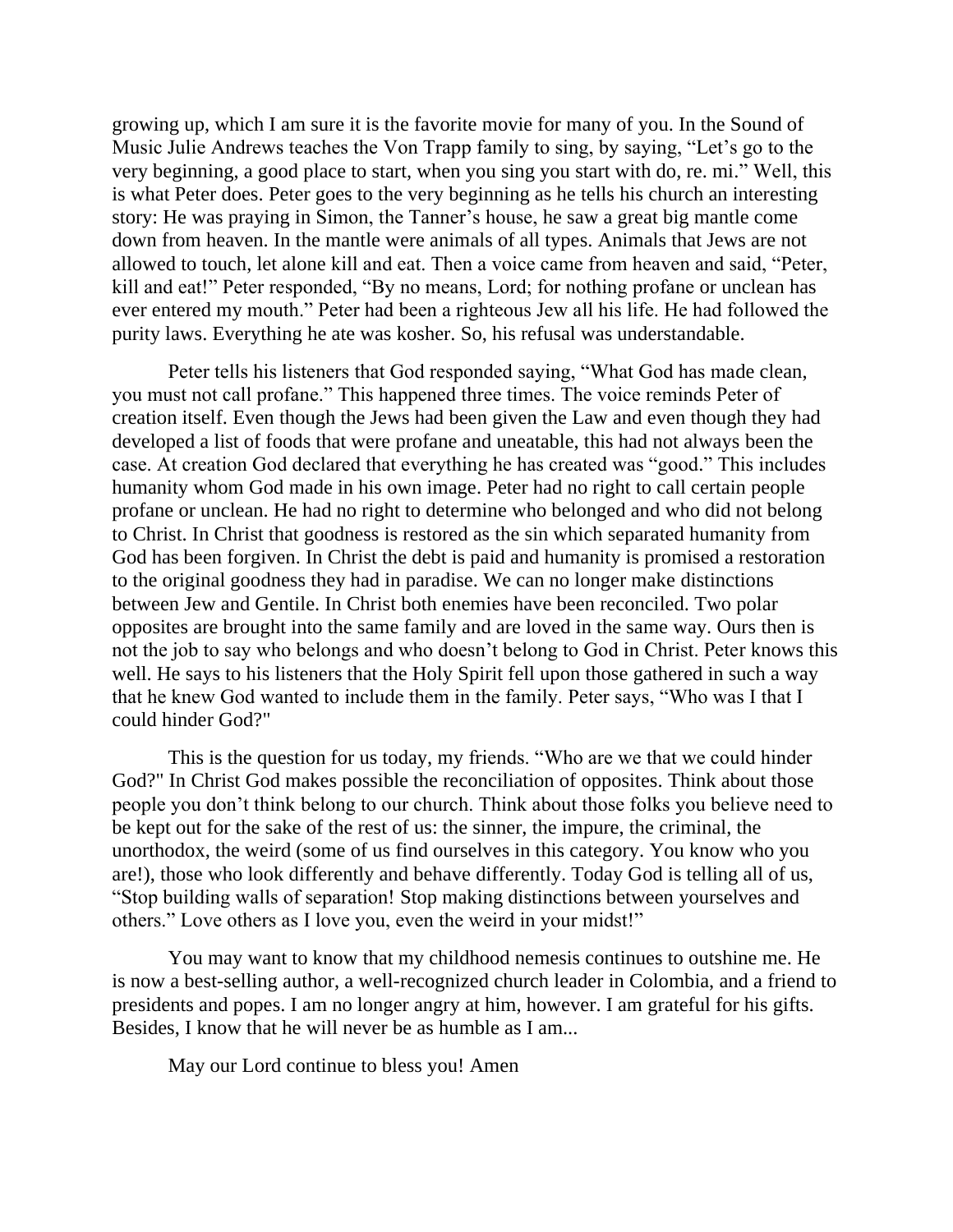growing up, which I am sure it is the favorite movie for many of you. In the Sound of Music Julie Andrews teaches the Von Trapp family to sing, by saying, "Let's go to the very beginning, a good place to start, when you sing you start with do, re. mi." Well, this is what Peter does. Peter goes to the very beginning as he tells his church an interesting story: He was praying in Simon, the Tanner's house, he saw a great big mantle come down from heaven. In the mantle were animals of all types. Animals that Jews are not allowed to touch, let alone kill and eat. Then a voice came from heaven and said, "Peter, kill and eat!" Peter responded, "By no means, Lord; for nothing profane or unclean has ever entered my mouth." Peter had been a righteous Jew all his life. He had followed the purity laws. Everything he ate was kosher. So, his refusal was understandable.

Peter tells his listeners that God responded saying, "What God has made clean, you must not call profane." This happened three times. The voice reminds Peter of creation itself. Even though the Jews had been given the Law and even though they had developed a list of foods that were profane and uneatable, this had not always been the case. At creation God declared that everything he has created was "good." This includes humanity whom God made in his own image. Peter had no right to call certain people profane or unclean. He had no right to determine who belonged and who did not belong to Christ. In Christ that goodness is restored as the sin which separated humanity from God has been forgiven. In Christ the debt is paid and humanity is promised a restoration to the original goodness they had in paradise. We can no longer make distinctions between Jew and Gentile. In Christ both enemies have been reconciled. Two polar opposites are brought into the same family and are loved in the same way. Ours then is not the job to say who belongs and who doesn't belong to God in Christ. Peter knows this well. He says to his listeners that the Holy Spirit fell upon those gathered in such a way that he knew God wanted to include them in the family. Peter says, "Who was I that I could hinder God?"

This is the question for us today, my friends. "Who are we that we could hinder God?" In Christ God makes possible the reconciliation of opposites. Think about those people you don't think belong to our church. Think about those folks you believe need to be kept out for the sake of the rest of us: the sinner, the impure, the criminal, the unorthodox, the weird (some of us find ourselves in this category. You know who you are!), those who look differently and behave differently. Today God is telling all of us, "Stop building walls of separation! Stop making distinctions between yourselves and others." Love others as I love you, even the weird in your midst!"

You may want to know that my childhood nemesis continues to outshine me. He is now a best-selling author, a well-recognized church leader in Colombia, and a friend to presidents and popes. I am no longer angry at him, however. I am grateful for his gifts. Besides, I know that he will never be as humble as I am...

May our Lord continue to bless you! Amen